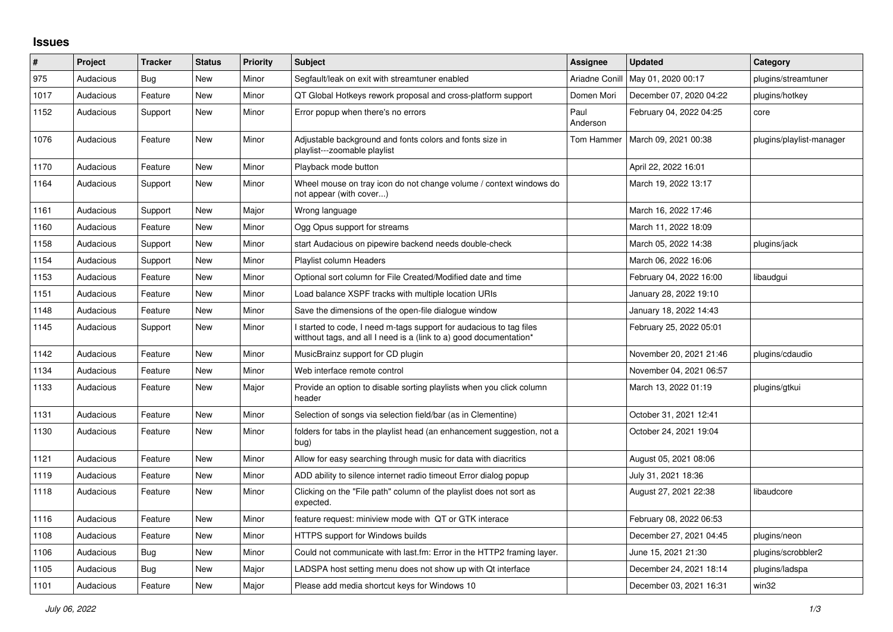# Issues

| # | Project | Tracker | Status | Priority | Subject | Assignee | Updated | Category |
|---|---|---|---|---|---|---|---|---|
| 975 | Audacious | Bug | New | Minor | Segfault/leak on exit with streamtuner enabled | Ariadne Conill | May 01, 2020 00:17 | plugins/streamtuner |
| 1017 | Audacious | Feature | New | Minor | QT Global Hotkeys rework proposal and cross-platform support | Domen Mori | December 07, 2020 04:22 | plugins/hotkey |
| 1152 | Audacious | Support | New | Minor | Error popup when there's no errors | Paul Anderson | February 04, 2022 04:25 | core |
| 1076 | Audacious | Feature | New | Minor | Adjustable background and fonts colors and fonts size in playlist---zoomable playlist | Tom Hammer | March 09, 2021 00:38 | plugins/playlist-manager |
| 1170 | Audacious | Feature | New | Minor | Playback mode button | | April 22, 2022 16:01 | |
| 1164 | Audacious | Support | New | Minor | Wheel mouse on tray icon do not change volume / context windows do not appear (with cover...) | | March 19, 2022 13:17 | |
| 1161 | Audacious | Support | New | Major | Wrong language | | March 16, 2022 17:46 | |
| 1160 | Audacious | Feature | New | Minor | Ogg Opus support for streams | | March 11, 2022 18:09 | |
| 1158 | Audacious | Support | New | Minor | start Audacious on pipewire backend needs double-check | | March 05, 2022 14:38 | plugins/jack |
| 1154 | Audacious | Support | New | Minor | Playlist column Headers | | March 06, 2022 16:06 | |
| 1153 | Audacious | Feature | New | Minor | Optional sort column for File Created/Modified date and time | | February 04, 2022 16:00 | libaudgui |
| 1151 | Audacious | Feature | New | Minor | Load balance XSPF tracks with multiple location URIs | | January 28, 2022 19:10 | |
| 1148 | Audacious | Feature | New | Minor | Save the dimensions of the open-file dialogue window | | January 18, 2022 14:43 | |
| 1145 | Audacious | Support | New | Minor | I started to code, I need m-tags support for audacious to tag files witthout tags, and all I need is a (link to a) good documentation* | | February 25, 2022 05:01 | |
| 1142 | Audacious | Feature | New | Minor | MusicBrainz support for CD plugin | | November 20, 2021 21:46 | plugins/cdaudio |
| 1134 | Audacious | Feature | New | Minor | Web interface remote control | | November 04, 2021 06:57 | |
| 1133 | Audacious | Feature | New | Major | Provide an option to disable sorting playlists when you click column header | | March 13, 2022 01:19 | plugins/gtkui |
| 1131 | Audacious | Feature | New | Minor | Selection of songs via selection field/bar (as in Clementine) | | October 31, 2021 12:41 | |
| 1130 | Audacious | Feature | New | Minor | folders for tabs in the playlist head (an enhancement suggestion, not a bug) | | October 24, 2021 19:04 | |
| 1121 | Audacious | Feature | New | Minor | Allow for easy searching through music for data with diacritics | | August 05, 2021 08:06 | |
| 1119 | Audacious | Feature | New | Minor | ADD ability to silence internet radio timeout Error dialog popup | | July 31, 2021 18:36 | |
| 1118 | Audacious | Feature | New | Minor | Clicking on the "File path" column of the playlist does not sort as expected. | | August 27, 2021 22:38 | libaudcore |
| 1116 | Audacious | Feature | New | Minor | feature request: miniview mode with QT or GTK interace | | February 08, 2022 06:53 | |
| 1108 | Audacious | Feature | New | Minor | HTTPS support for Windows builds | | December 27, 2021 04:45 | plugins/neon |
| 1106 | Audacious | Bug | New | Minor | Could not communicate with last.fm: Error in the HTTP2 framing layer. | | June 15, 2021 21:30 | plugins/scrobbler2 |
| 1105 | Audacious | Bug | New | Major | LADSPA host setting menu does not show up with Qt interface | | December 24, 2021 18:14 | plugins/ladspa |
| 1101 | Audacious | Feature | New | Major | Please add media shortcut keys for Windows 10 | | December 03, 2021 16:31 | win32 |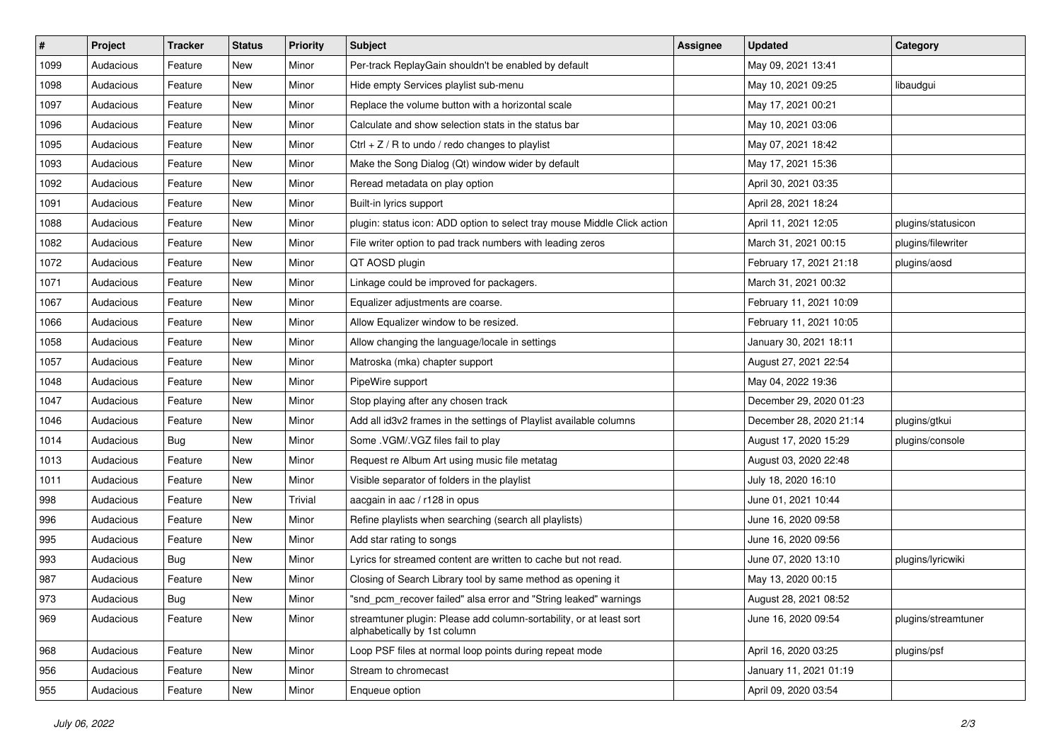| # | Project | Tracker | Status | Priority | Subject | Assignee | Updated | Category |
|---|---|---|---|---|---|---|---|---|
| 1099 | Audacious | Feature | New | Minor | Per-track ReplayGain shouldn't be enabled by default | | May 09, 2021 13:41 | |
| 1098 | Audacious | Feature | New | Minor | Hide empty Services playlist sub-menu | | May 10, 2021 09:25 | libaudgui |
| 1097 | Audacious | Feature | New | Minor | Replace the volume button with a horizontal scale | | May 17, 2021 00:21 | |
| 1096 | Audacious | Feature | New | Minor | Calculate and show selection stats in the status bar | | May 10, 2021 03:06 | |
| 1095 | Audacious | Feature | New | Minor | Ctrl + Z / R to undo / redo changes to playlist | | May 07, 2021 18:42 | |
| 1093 | Audacious | Feature | New | Minor | Make the Song Dialog (Qt) window wider by default | | May 17, 2021 15:36 | |
| 1092 | Audacious | Feature | New | Minor | Reread metadata on play option | | April 30, 2021 03:35 | |
| 1091 | Audacious | Feature | New | Minor | Built-in lyrics support | | April 28, 2021 18:24 | |
| 1088 | Audacious | Feature | New | Minor | plugin: status icon: ADD option to select tray mouse Middle Click action | | April 11, 2021 12:05 | plugins/statusicon |
| 1082 | Audacious | Feature | New | Minor | File writer option to pad track numbers with leading zeros | | March 31, 2021 00:15 | plugins/filewriter |
| 1072 | Audacious | Feature | New | Minor | QT AOSD plugin | | February 17, 2021 21:18 | plugins/aosd |
| 1071 | Audacious | Feature | New | Minor | Linkage could be improved for packagers. | | March 31, 2021 00:32 | |
| 1067 | Audacious | Feature | New | Minor | Equalizer adjustments are coarse. | | February 11, 2021 10:09 | |
| 1066 | Audacious | Feature | New | Minor | Allow Equalizer window to be resized. | | February 11, 2021 10:05 | |
| 1058 | Audacious | Feature | New | Minor | Allow changing the language/locale in settings | | January 30, 2021 18:11 | |
| 1057 | Audacious | Feature | New | Minor | Matroska (mka) chapter support | | August 27, 2021 22:54 | |
| 1048 | Audacious | Feature | New | Minor | PipeWire support | | May 04, 2022 19:36 | |
| 1047 | Audacious | Feature | New | Minor | Stop playing after any chosen track | | December 29, 2020 01:23 | |
| 1046 | Audacious | Feature | New | Minor | Add all id3v2 frames in the settings of Playlist available columns | | December 28, 2020 21:14 | plugins/gtkui |
| 1014 | Audacious | Bug | New | Minor | Some .VGM/.VGZ files fail to play | | August 17, 2020 15:29 | plugins/console |
| 1013 | Audacious | Feature | New | Minor | Request re Album Art using music file metatag | | August 03, 2020 22:48 | |
| 1011 | Audacious | Feature | New | Minor | Visible separator of folders in the playlist | | July 18, 2020 16:10 | |
| 998 | Audacious | Feature | New | Trivial | aacgain in aac / r128 in opus | | June 01, 2021 10:44 | |
| 996 | Audacious | Feature | New | Minor | Refine playlists when searching (search all playlists) | | June 16, 2020 09:58 | |
| 995 | Audacious | Feature | New | Minor | Add star rating to songs | | June 16, 2020 09:56 | |
| 993 | Audacious | Bug | New | Minor | Lyrics for streamed content are written to cache but not read. | | June 07, 2020 13:10 | plugins/lyricwiki |
| 987 | Audacious | Feature | New | Minor | Closing of Search Library tool by same method as opening it | | May 13, 2020 00:15 | |
| 973 | Audacious | Bug | New | Minor | "snd_pcm_recover failed" alsa error and "String leaked" warnings | | August 28, 2021 08:52 | |
| 969 | Audacious | Feature | New | Minor | streamtuner plugin: Please add column-sortability, or at least sort alphabetically by 1st column | | June 16, 2020 09:54 | plugins/streamtuner |
| 968 | Audacious | Feature | New | Minor | Loop PSF files at normal loop points during repeat mode | | April 16, 2020 03:25 | plugins/psf |
| 956 | Audacious | Feature | New | Minor | Stream to chromecast | | January 11, 2021 01:19 | |
| 955 | Audacious | Feature | New | Minor | Enqueue option | | April 09, 2020 03:54 | |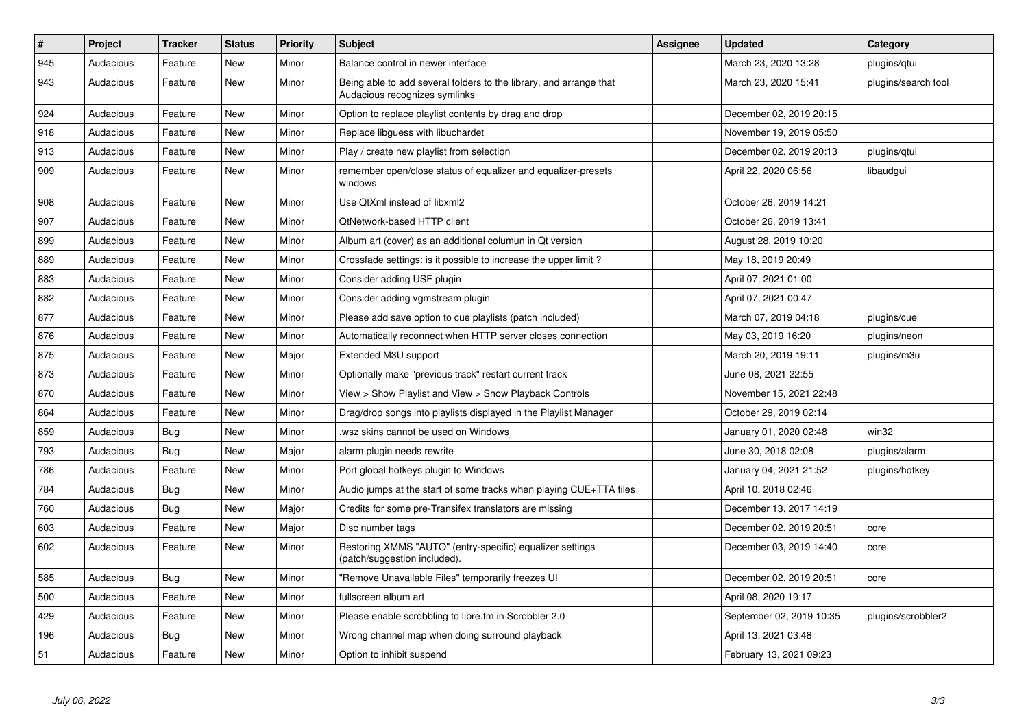| # | Project | Tracker | Status | Priority | Subject | Assignee | Updated | Category |
|---|---|---|---|---|---|---|---|---|
| 945 | Audacious | Feature | New | Minor | Balance control in newer interface | | March 23, 2020 13:28 | plugins/qtui |
| 943 | Audacious | Feature | New | Minor | Being able to add several folders to the library, and arrange that Audacious recognizes symlinks | | March 23, 2020 15:41 | plugins/search tool |
| 924 | Audacious | Feature | New | Minor | Option to replace playlist contents by drag and drop | | December 02, 2019 20:15 | |
| 918 | Audacious | Feature | New | Minor | Replace libguess with libuchardet | | November 19, 2019 05:50 | |
| 913 | Audacious | Feature | New | Minor | Play / create new playlist from selection | | December 02, 2019 20:13 | plugins/qtui |
| 909 | Audacious | Feature | New | Minor | remember open/close status of equalizer and equalizer-presets windows | | April 22, 2020 06:56 | libaudgui |
| 908 | Audacious | Feature | New | Minor | Use QtXml instead of libxml2 | | October 26, 2019 14:21 | |
| 907 | Audacious | Feature | New | Minor | QtNetwork-based HTTP client | | October 26, 2019 13:41 | |
| 899 | Audacious | Feature | New | Minor | Album art (cover) as an additional columun in Qt version | | August 28, 2019 10:20 | |
| 889 | Audacious | Feature | New | Minor | Crossfade settings: is it possible to increase the upper limit ? | | May 18, 2019 20:49 | |
| 883 | Audacious | Feature | New | Minor | Consider adding USF plugin | | April 07, 2021 01:00 | |
| 882 | Audacious | Feature | New | Minor | Consider adding vgmstream plugin | | April 07, 2021 00:47 | |
| 877 | Audacious | Feature | New | Minor | Please add save option to cue playlists (patch included) | | March 07, 2019 04:18 | plugins/cue |
| 876 | Audacious | Feature | New | Minor | Automatically reconnect when HTTP server closes connection | | May 03, 2019 16:20 | plugins/neon |
| 875 | Audacious | Feature | New | Major | Extended M3U support | | March 20, 2019 19:11 | plugins/m3u |
| 873 | Audacious | Feature | New | Minor | Optionally make "previous track" restart current track | | June 08, 2021 22:55 | |
| 870 | Audacious | Feature | New | Minor | View > Show Playlist and View > Show Playback Controls | | November 15, 2021 22:48 | |
| 864 | Audacious | Feature | New | Minor | Drag/drop songs into playlists displayed in the Playlist Manager | | October 29, 2019 02:14 | |
| 859 | Audacious | Bug | New | Minor | .wsz skins cannot be used on Windows | | January 01, 2020 02:48 | win32 |
| 793 | Audacious | Bug | New | Major | alarm plugin needs rewrite | | June 30, 2018 02:08 | plugins/alarm |
| 786 | Audacious | Feature | New | Minor | Port global hotkeys plugin to Windows | | January 04, 2021 21:52 | plugins/hotkey |
| 784 | Audacious | Bug | New | Minor | Audio jumps at the start of some tracks when playing CUE+TTA files | | April 10, 2018 02:46 | |
| 760 | Audacious | Bug | New | Major | Credits for some pre-Transifex translators are missing | | December 13, 2017 14:19 | |
| 603 | Audacious | Feature | New | Major | Disc number tags | | December 02, 2019 20:51 | core |
| 602 | Audacious | Feature | New | Minor | Restoring XMMS "AUTO" (entry-specific) equalizer settings (patch/suggestion included). | | December 03, 2019 14:40 | core |
| 585 | Audacious | Bug | New | Minor | "Remove Unavailable Files" temporarily freezes UI | | December 02, 2019 20:51 | core |
| 500 | Audacious | Feature | New | Minor | fullscreen album art | | April 08, 2020 19:17 | |
| 429 | Audacious | Feature | New | Minor | Please enable scrobbling to libre.fm in Scrobbler 2.0 | | September 02, 2019 10:35 | plugins/scrobbler2 |
| 196 | Audacious | Bug | New | Minor | Wrong channel map when doing surround playback | | April 13, 2021 03:48 | |
| 51 | Audacious | Feature | New | Minor | Option to inhibit suspend | | February 13, 2021 09:23 | |

*July 06, 2022*